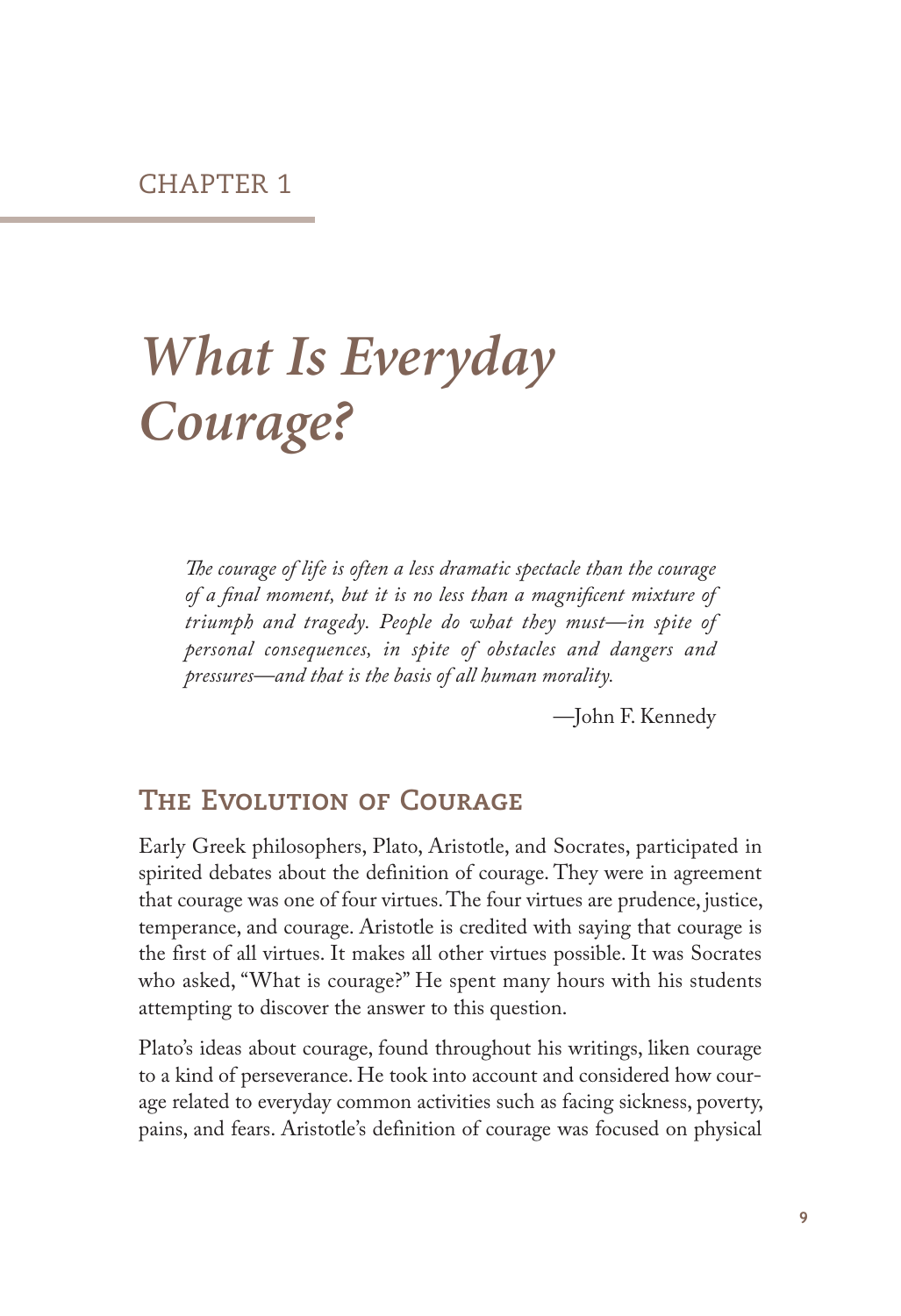CHAPTER 1

# *What Is Everyday Courage?*

> *The courage of life is often a less dramatic spectacle than the courage of a final moment, but it is no less than a magnificent mixture of triumph and tragedy. People do what they must—in spite of personal consequences, in spite of obstacles and dangers and pressures—and that is the basis of all human morality.*
>
> —John F. Kennedy

## The Evolution of Courage

Early Greek philosophers, Plato, Aristotle, and Socrates, participated in spirited debates about the definition of courage. They were in agreement that courage was one of four virtues. The four virtues are prudence, justice, temperance, and courage. Aristotle is credited with saying that courage is the first of all virtues. It makes all other virtues possible. It was Socrates who asked, "What is courage?" He spent many hours with his students attempting to discover the answer to this question.

Plato's ideas about courage, found throughout his writings, liken courage to a kind of perseverance. He took into account and considered how courage related to everyday common activities such as facing sickness, poverty, pains, and fears. Aristotle's definition of courage was focused on physical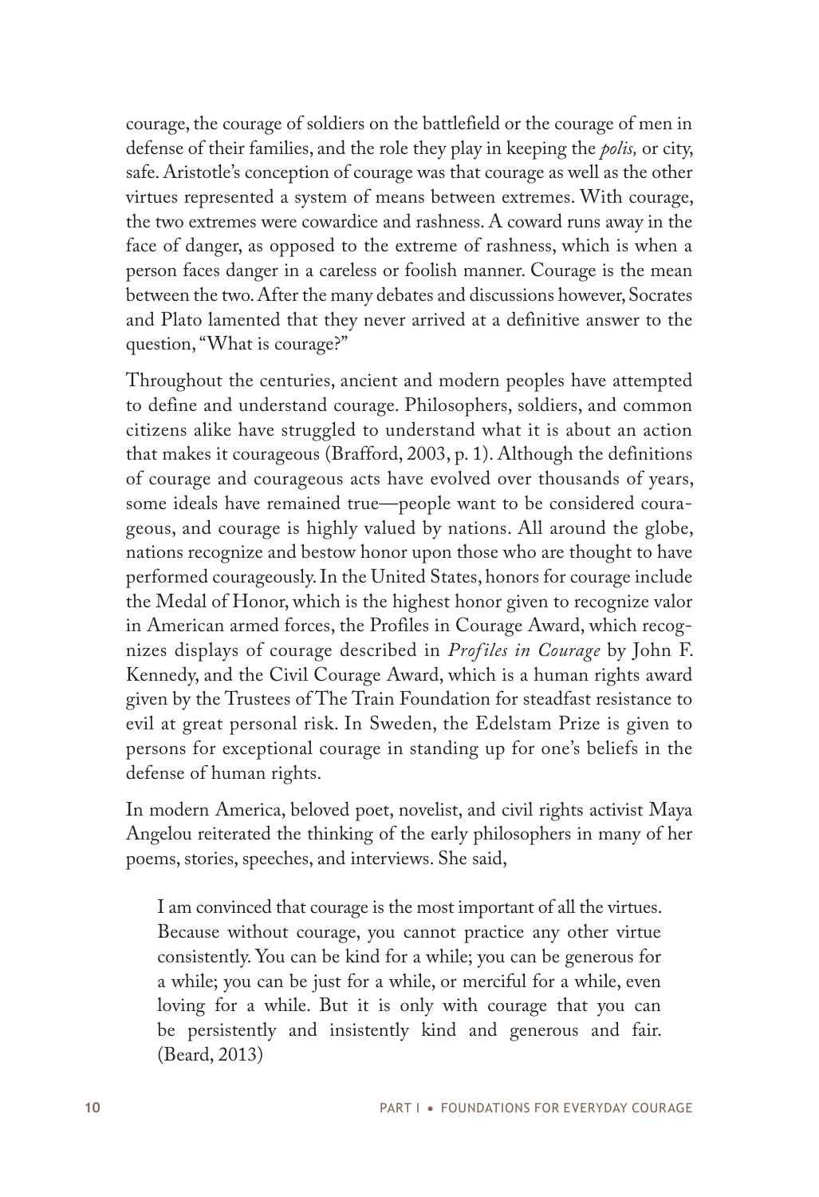courage, the courage of soldiers on the battlefield or the courage of men in defense of their families, and the role they play in keeping the *polis,* or city, safe. Aristotle's conception of courage was that courage as well as the other virtues represented a system of means between extremes. With courage, the two extremes were cowardice and rashness. A coward runs away in the face of danger, as opposed to the extreme of rashness, which is when a person faces danger in a careless or foolish manner. Courage is the mean between the two. After the many debates and discussions however, Socrates and Plato lamented that they never arrived at a definitive answer to the question, "What is courage?"

Throughout the centuries, ancient and modern peoples have attempted to define and understand courage. Philosophers, soldiers, and common citizens alike have struggled to understand what it is about an action that makes it courageous (Brafford, 2003, p. 1). Although the definitions of courage and courageous acts have evolved over thousands of years, some ideals have remained true—people want to be considered courageous, and courage is highly valued by nations. All around the globe, nations recognize and bestow honor upon those who are thought to have performed courageously. In the United States, honors for courage include the Medal of Honor, which is the highest honor given to recognize valor in American armed forces, the Profiles in Courage Award, which recognizes displays of courage described in *Profiles in Courage* by John F. Kennedy, and the Civil Courage Award, which is a human rights award given by the Trustees of The Train Foundation for steadfast resistance to evil at great personal risk. In Sweden, the Edelstam Prize is given to persons for exceptional courage in standing up for one's beliefs in the defense of human rights.

In modern America, beloved poet, novelist, and civil rights activist Maya Angelou reiterated the thinking of the early philosophers in many of her poems, stories, speeches, and interviews. She said,

> I am convinced that courage is the most important of all the virtues. Because without courage, you cannot practice any other virtue consistently. You can be kind for a while; you can be generous for a while; you can be just for a while, or merciful for a while, even loving for a while. But it is only with courage that you can be persistently and insistently kind and generous and fair. (Beard, 2013)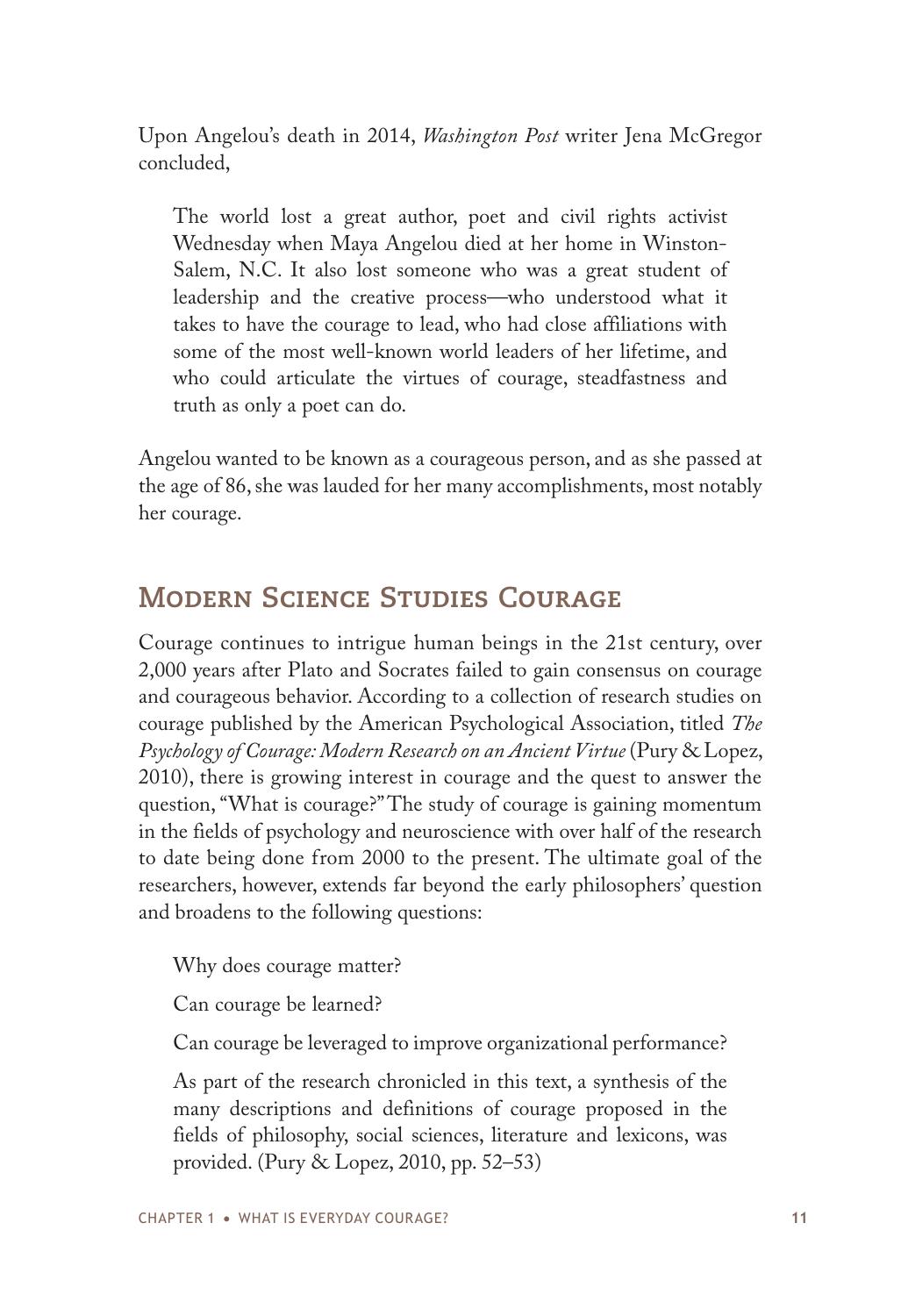Upon Angelou's death in 2014, *Washington Post* writer Jena McGregor concluded,

> The world lost a great author, poet and civil rights activist Wednesday when Maya Angelou died at her home in Winston-Salem, N.C. It also lost someone who was a great student of leadership and the creative process—who understood what it takes to have the courage to lead, who had close affiliations with some of the most well-known world leaders of her lifetime, and who could articulate the virtues of courage, steadfastness and truth as only a poet can do.

Angelou wanted to be known as a courageous person, and as she passed at the age of 86, she was lauded for her many accomplishments, most notably her courage.

## Modern Science Studies Courage

Courage continues to intrigue human beings in the 21st century, over 2,000 years after Plato and Socrates failed to gain consensus on courage and courageous behavior. According to a collection of research studies on courage published by the American Psychological Association, titled *The Psychology of Courage: Modern Research on an Ancient Virtue* (Pury & Lopez, 2010), there is growing interest in courage and the quest to answer the question, "What is courage?" The study of courage is gaining momentum in the fields of psychology and neuroscience with over half of the research to date being done from 2000 to the present. The ultimate goal of the researchers, however, extends far beyond the early philosophers' question and broadens to the following questions:

> Why does courage matter?
>
> Can courage be learned?
>
> Can courage be leveraged to improve organizational performance?
>
> As part of the research chronicled in this text, a synthesis of the many descriptions and definitions of courage proposed in the fields of philosophy, social sciences, literature and lexicons, was provided. (Pury & Lopez, 2010, pp. 52–53)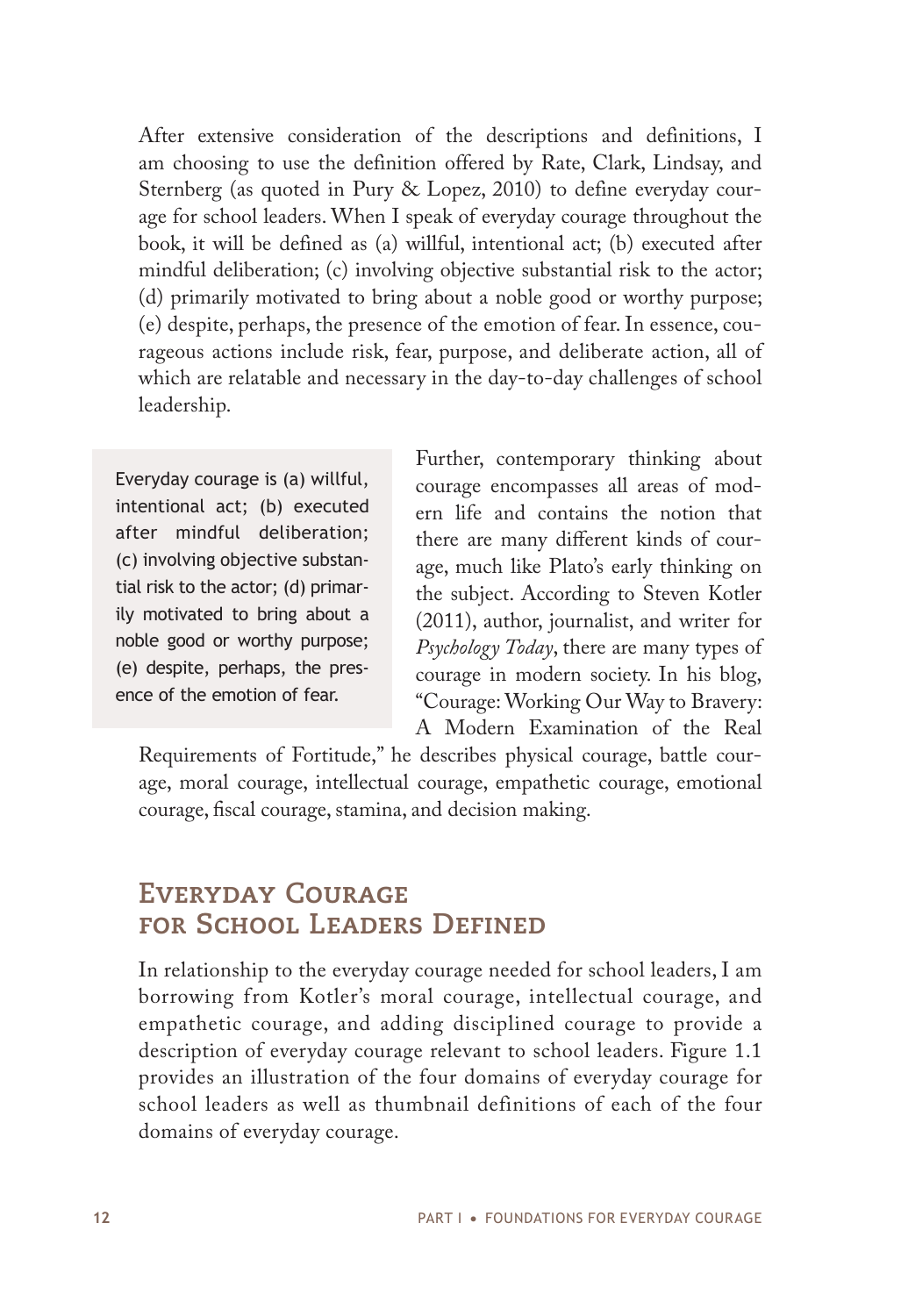After extensive consideration of the descriptions and definitions, I am choosing to use the definition offered by Rate, Clark, Lindsay, and Sternberg (as quoted in Pury & Lopez, 2010) to define everyday courage for school leaders. When I speak of everyday courage throughout the book, it will be defined as (a) willful, intentional act; (b) executed after mindful deliberation; (c) involving objective substantial risk to the actor; (d) primarily motivated to bring about a noble good or worthy purpose; (e) despite, perhaps, the presence of the emotion of fear. In essence, courageous actions include risk, fear, purpose, and deliberate action, all of which are relatable and necessary in the day-to-day challenges of school leadership.

> Everyday courage is (a) willful, intentional act; (b) executed after mindful deliberation; (c) involving objective substantial risk to the actor; (d) primarily motivated to bring about a noble good or worthy purpose; (e) despite, perhaps, the presence of the emotion of fear.

Further, contemporary thinking about courage encompasses all areas of modern life and contains the notion that there are many different kinds of courage, much like Plato's early thinking on the subject. According to Steven Kotler (2011), author, journalist, and writer for *Psychology Today*, there are many types of courage in modern society. In his blog, "Courage: Working Our Way to Bravery: A Modern Examination of the Real Requirements of Fortitude," he describes physical courage, battle courage, moral courage, intellectual courage, empathetic courage, emotional courage, fiscal courage, stamina, and decision making.

## Everyday Courage for School Leaders Defined

In relationship to the everyday courage needed for school leaders, I am borrowing from Kotler's moral courage, intellectual courage, and empathetic courage, and adding disciplined courage to provide a description of everyday courage relevant to school leaders. Figure 1.1 provides an illustration of the four domains of everyday courage for school leaders as well as thumbnail definitions of each of the four domains of everyday courage.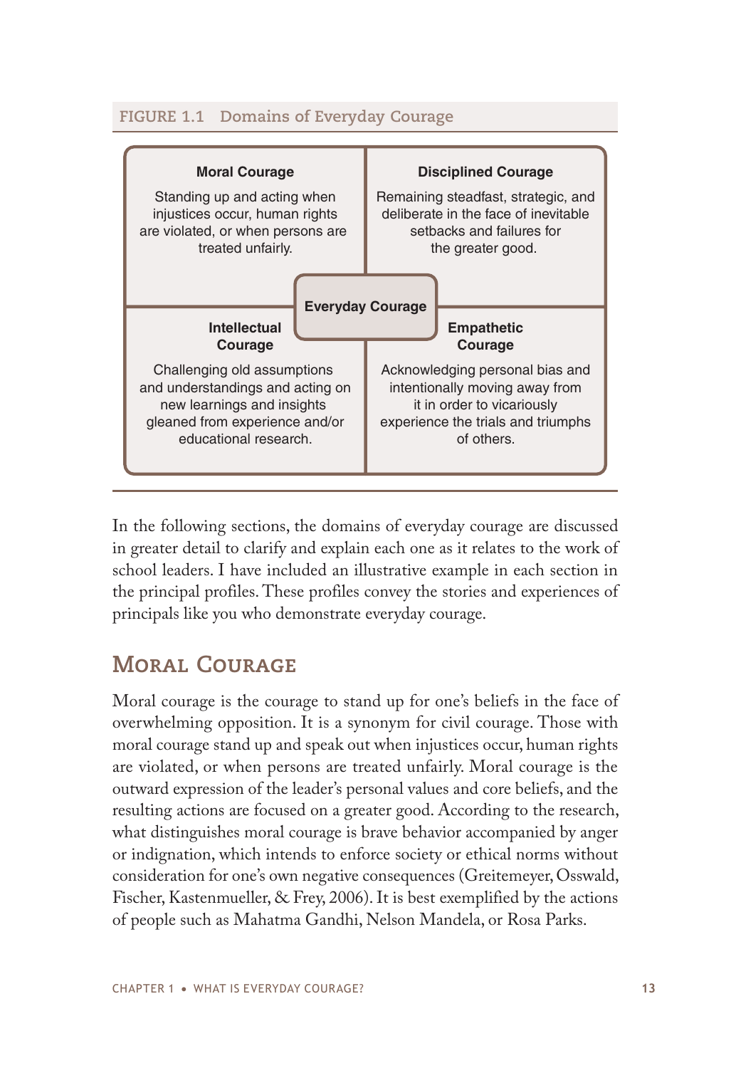**FIGURE 1.1 Domains of Everyday Course**

**Everyday Courage**

**Moral Courage**

Standing up and acting when injustices occur, human rights are violated, or when persons are treated unfairly.

**Disciplined Courage**

Remaining steadfast, strategic, and deliberate in the face of inevitable setbacks and failures for the greater good.

**Intellectual Courage**

Challenging old assumptions and understandings and acting on new learnings and insights gleaned from experience and/or educational research.

**Empathetic Courage**

Acknowledging personal bias and intentionally moving away from it in order to vicariously experience the trials and triumphs of others.

In the following sections, the domains of everyday courage are discussed in greater detail to clarify and explain each one as it relates to the work of school leaders. I have included an illustrative example in each section in the principal profiles. These profiles convey the stories and experiences of principals like you who demonstrate everyday courage.

## Moral Courage

Moral courage is the courage to stand up for one's beliefs in the face of overwhelming opposition. It is a synonym for civil courage. Those with moral courage stand up and speak out when injustices occur, human rights are violated, or when persons are treated unfairly. Moral courage is the outward expression of the leader's personal values and core beliefs, and the resulting actions are focused on a greater good. According to the research, what distinguishes moral courage is brave behavior accompanied by anger or indignation, which intends to enforce society or ethical norms without consideration for one's own negative consequences (Greitemeyer, Osswald, Fischer, Kastenmueller, & Frey, 2006). It is best exemplified by the actions of people such as Mahatma Gandhi, Nelson Mandela, or Rosa Parks.

**FIGURE 1.1 Domains of Everyday Courage**

**Everyday Courage**

**Moral Courage**

Standing up and acting when injustices occur, human rights are violated, or when persons are treated unfairly.

**Disciplined Courage**

Remaining steadfast, strategic, and deliberate in the face of inevitable setbacks and failures for the greater good.

**Intellectual Courage**

Challenging old assumptions and understandings and acting on new learnings and insights gleaned from experience and/or educational research.

**Empathetic Courage**

Acknowledging personal bias and intentionally moving away from it in order to vicariously experience the trials and triumphs of others.

In the following sections, the domains of everyday courage are discussed in greater detail to clarify and explain each one as it relates to the work of school leaders. I have included an illustrative example in each section in the principal profiles. These profiles convey the stories and experiences of principals like you who demonstrate everyday courage.

## Moral Courage

Moral courage is the courage to stand up for one's beliefs in the face of overwhelming opposition. It is a synonym for civil courage. Those with moral courage stand up and speak out when injustices occur, human rights are violated, or when persons are treated unfairly. Moral courage is the outward expression of the leader's personal values and core beliefs, and the resulting actions are focused on a greater good. According to the research, what distinguishes moral courage is brave behavior accompanied by anger or indignation, which intends to enforce society or ethical norms without consideration for one's own negative consequences (Greitemeyer, Osswald, Fischer, Kastenmueller, & Frey, 2006). It is best exemplified by the actions of people such as Mahatma Gandhi, Nelson Mandela, or Rosa Parks.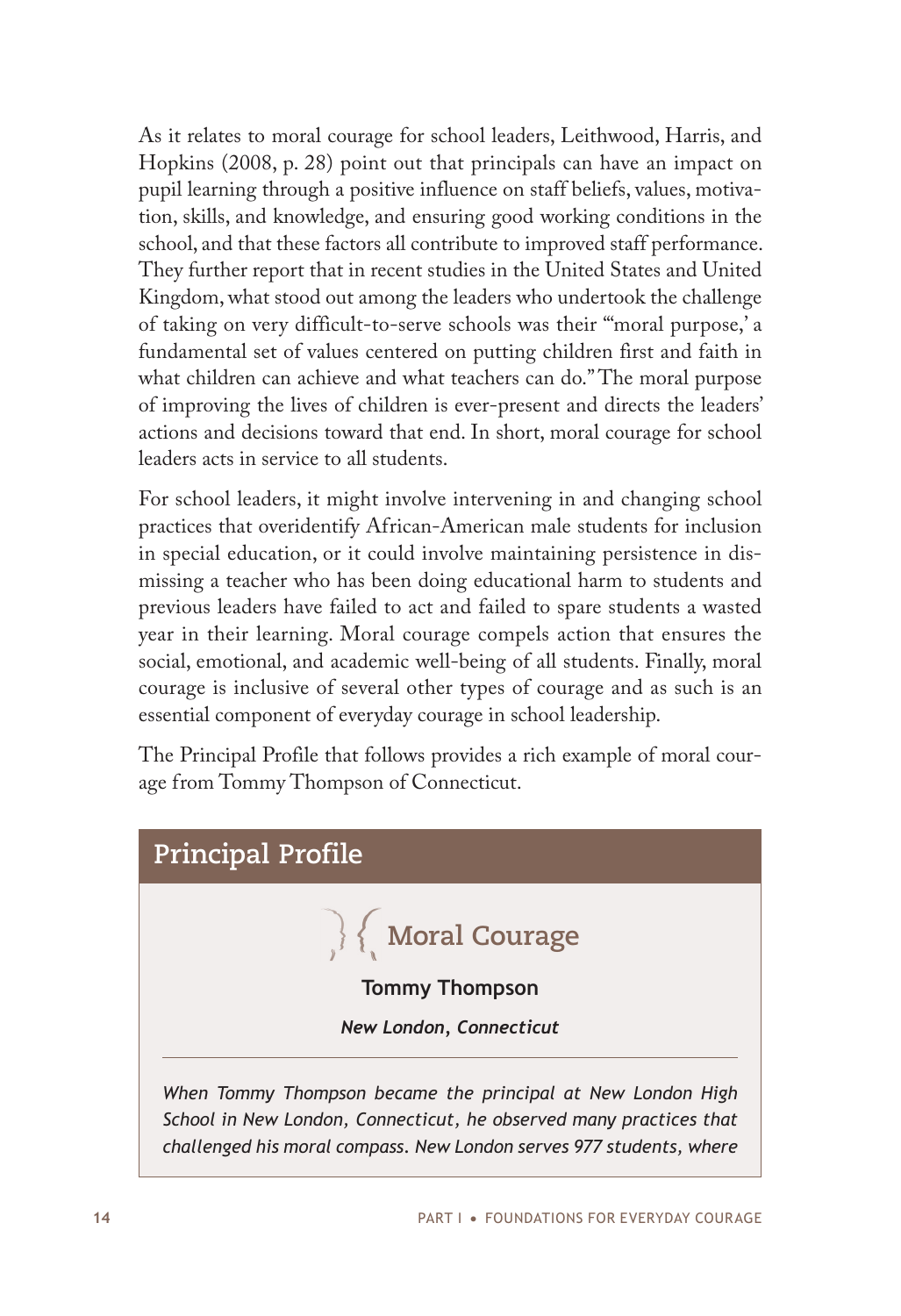As it relates to moral courage for school leaders, Leithwood, Harris, and Hopkins (2008, p. 28) point out that principals can have an impact on pupil learning through a positive influence on staff beliefs, values, motivation, skills, and knowledge, and ensuring good working conditions in the school, and that these factors all contribute to improved staff performance. They further report that in recent studies in the United States and United Kingdom, what stood out among the leaders who undertook the challenge of taking on very difficult-to-serve schools was their "'moral purpose,' a fundamental set of values centered on putting children first and faith in what children can achieve and what teachers can do." The moral purpose of improving the lives of children is ever-present and directs the leaders' actions and decisions toward that end. In short, moral courage for school leaders acts in service to all students.

For school leaders, it might involve intervening in and changing school practices that overidentify African-American male students for inclusion in special education, or it could involve maintaining persistence in dismissing a teacher who has been doing educational harm to students and previous leaders have failed to act and failed to spare students a wasted year in their learning. Moral courage compels action that ensures the social, emotional, and academic well-being of all students. Finally, moral courage is inclusive of several other types of courage and as such is an essential component of everyday courage in school leadership.

The Principal Profile that follows provides a rich example of moral courage from Tommy Thompson of Connecticut.

## Principal Profile

### Moral Courage

**Tommy Thompson**

***New London, Connecticut***

---

*When Tommy Thompson became the principal at New London High School in New London, Connecticut, he observed many practices that challenged his moral compass. New London serves 977 students, where*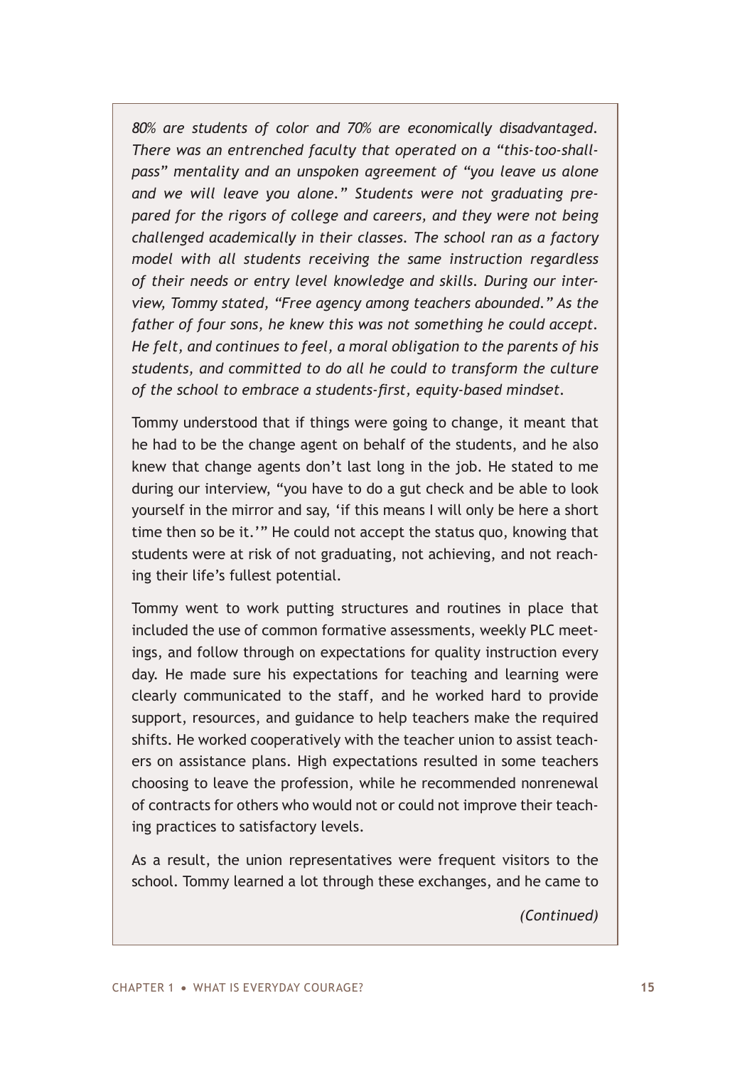*80% are students of color and 70% are economically disadvantaged. There was an entrenched faculty that operated on a "this-too-shall-pass" mentality and an unspoken agreement of "you leave us alone and we will leave you alone." Students were not graduating prepared for the rigors of college and careers, and they were not being challenged academically in their classes. The school ran as a factory model with all students receiving the same instruction regardless of their needs or entry level knowledge and skills. During our interview, Tommy stated, "Free agency among teachers abounded." As the father of four sons, he knew this was not something he could accept. He felt, and continues to feel, a moral obligation to the parents of his students, and committed to do all he could to transform the culture of the school to embrace a students-first, equity-based mindset.*

Tommy understood that if things were going to change, it meant that he had to be the change agent on behalf of the students, and he also knew that change agents don't last long in the job. He stated to me during our interview, "you have to do a gut check and be able to look yourself in the mirror and say, 'if this means I will only be here a short time then so be it.'" He could not accept the status quo, knowing that students were at risk of not graduating, not achieving, and not reaching their life's fullest potential.

Tommy went to work putting structures and routines in place that included the use of common formative assessments, weekly PLC meetings, and follow through on expectations for quality instruction every day. He made sure his expectations for teaching and learning were clearly communicated to the staff, and he worked hard to provide support, resources, and guidance to help teachers make the required shifts. He worked cooperatively with the teacher union to assist teachers on assistance plans. High expectations resulted in some teachers choosing to leave the profession, while he recommended nonrenewal of contracts for others who would not or could not improve their teaching practices to satisfactory levels.

As a result, the union representatives were frequent visitors to the school. Tommy learned a lot through these exchanges, and he came to

*(Continued)*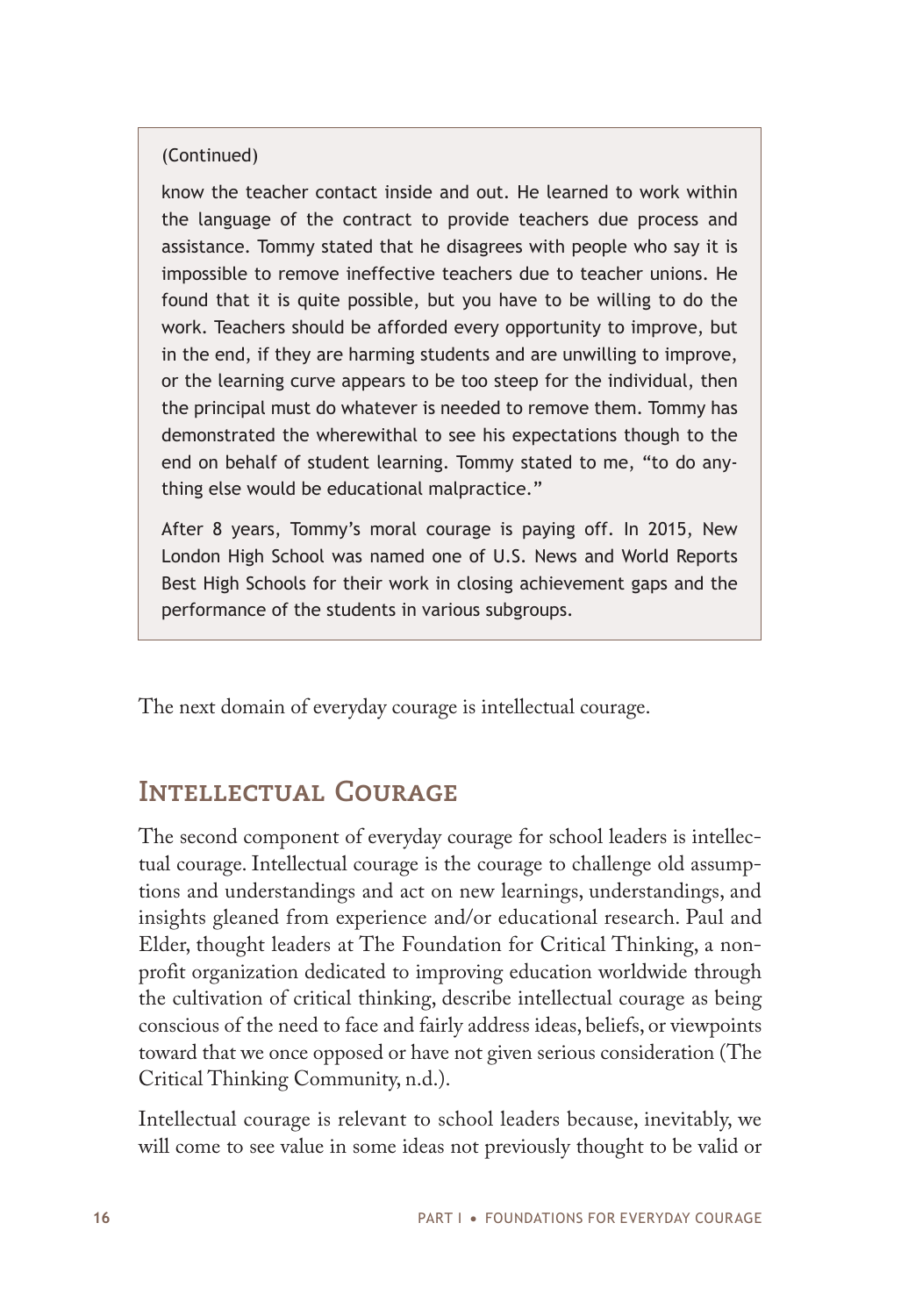(Continued)

know the teacher contact inside and out. He learned to work within the language of the contract to provide teachers due process and assistance. Tommy stated that he disagrees with people who say it is impossible to remove ineffective teachers due to teacher unions. He found that it is quite possible, but you have to be willing to do the work. Teachers should be afforded every opportunity to improve, but in the end, if they are harming students and are unwilling to improve, or the learning curve appears to be too steep for the individual, then the principal must do whatever is needed to remove them. Tommy has demonstrated the wherewithal to see his expectations though to the end on behalf of student learning. Tommy stated to me, "to do anything else would be educational malpractice."

After 8 years, Tommy's moral courage is paying off. In 2015, New London High School was named one of U.S. News and World Reports Best High Schools for their work in closing achievement gaps and the performance of the students in various subgroups.

The next domain of everyday courage is intellectual courage.

## Intellectual Courage

The second component of everyday courage for school leaders is intellectual courage. Intellectual courage is the courage to challenge old assumptions and understandings and act on new learnings, understandings, and insights gleaned from experience and/or educational research. Paul and Elder, thought leaders at The Foundation for Critical Thinking, a nonprofit organization dedicated to improving education worldwide through the cultivation of critical thinking, describe intellectual courage as being conscious of the need to face and fairly address ideas, beliefs, or viewpoints toward that we once opposed or have not given serious consideration (The Critical Thinking Community, n.d.).

Intellectual courage is relevant to school leaders because, inevitably, we will come to see value in some ideas not previously thought to be valid or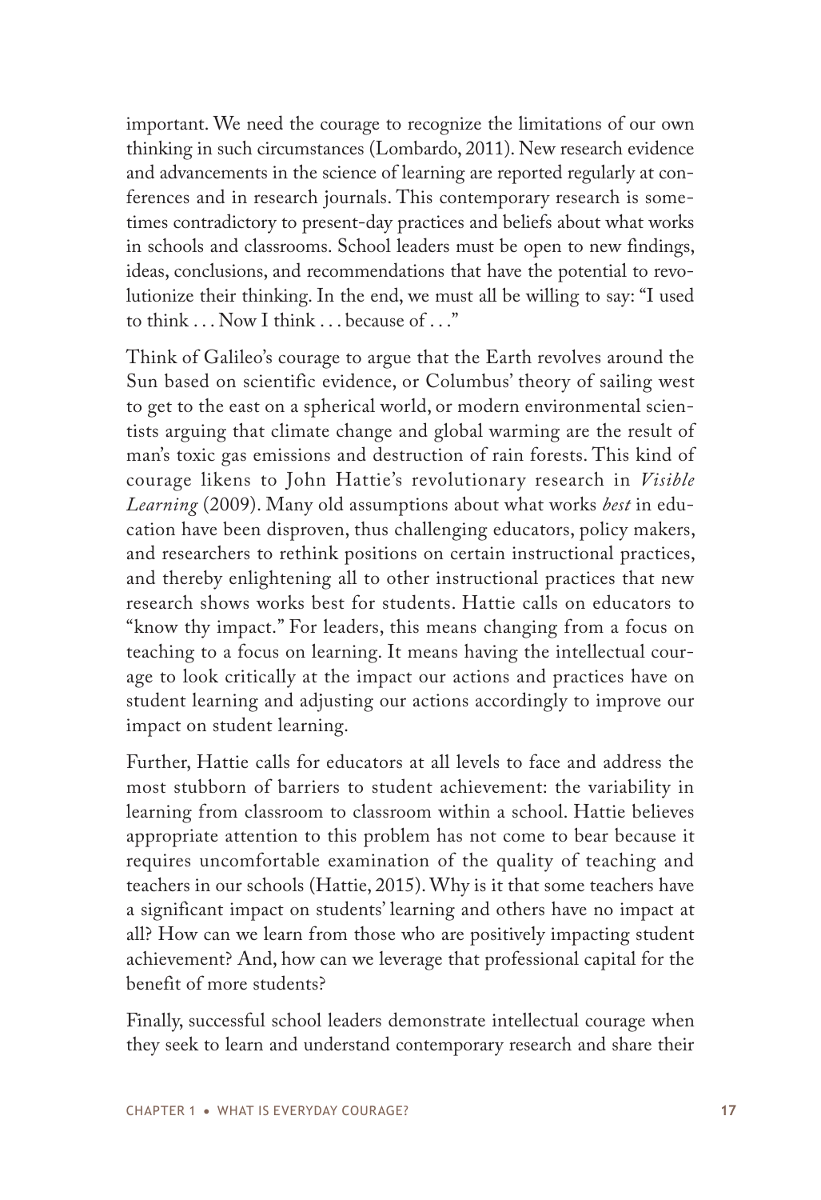important. We need the courage to recognize the limitations of our own thinking in such circumstances (Lombardo, 2011). New research evidence and advancements in the science of learning are reported regularly at conferences and in research journals. This contemporary research is sometimes contradictory to present-day practices and beliefs about what works in schools and classrooms. School leaders must be open to new findings, ideas, conclusions, and recommendations that have the potential to revolutionize their thinking. In the end, we must all be willing to say: "I used to think . . . Now I think . . . because of . . ."

Think of Galileo's courage to argue that the Earth revolves around the Sun based on scientific evidence, or Columbus' theory of sailing west to get to the east on a spherical world, or modern environmental scientists arguing that climate change and global warming are the result of man's toxic gas emissions and destruction of rain forests. This kind of courage likens to John Hattie's revolutionary research in *Visible Learning* (2009). Many old assumptions about what works *best* in education have been disproven, thus challenging educators, policy makers, and researchers to rethink positions on certain instructional practices, and thereby enlightening all to other instructional practices that new research shows works best for students. Hattie calls on educators to "know thy impact." For leaders, this means changing from a focus on teaching to a focus on learning. It means having the intellectual courage to look critically at the impact our actions and practices have on student learning and adjusting our actions accordingly to improve our impact on student learning.

Further, Hattie calls for educators at all levels to face and address the most stubborn of barriers to student achievement: the variability in learning from classroom to classroom within a school. Hattie believes appropriate attention to this problem has not come to bear because it requires uncomfortable examination of the quality of teaching and teachers in our schools (Hattie, 2015). Why is it that some teachers have a significant impact on students' learning and others have no impact at all? How can we learn from those who are positively impacting student achievement? And, how can we leverage that professional capital for the benefit of more students?

Finally, successful school leaders demonstrate intellectual courage when they seek to learn and understand contemporary research and share their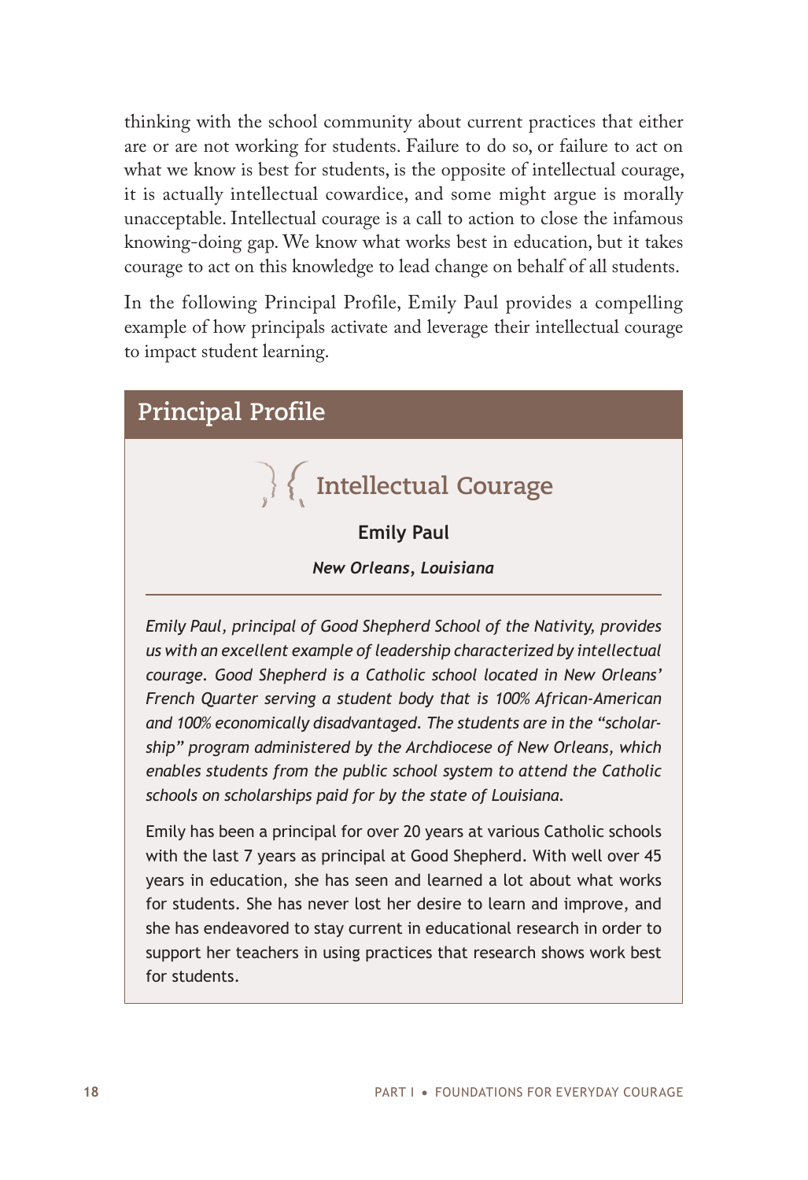thinking with the school community about current practices that either are or are not working for students. Failure to do so, or failure to act on what we know is best for students, is the opposite of intellectual courage, it is actually intellectual cowardice, and some might argue is morally unacceptable. Intellectual courage is a call to action to close the infamous knowing-doing gap. We know what works best in education, but it takes courage to act on this knowledge to lead change on behalf of all students.

In the following Principal Profile, Emily Paul provides a compelling example of how principals activate and leverage their intellectual courage to impact student learning.

## Principal Profile

### Intellectual Courage

**Emily Paul**

***New Orleans, Louisiana***

*Emily Paul, principal of Good Shepherd School of the Nativity, provides us with an excellent example of leadership characterized by intellectual courage. Good Shepherd is a Catholic school located in New Orleans' French Quarter serving a student body that is 100% African-American and 100% economically disadvantaged. The students are in the "scholarship" program administered by the Archdiocese of New Orleans, which enables students from the public school system to attend the Catholic schools on scholarships paid for by the state of Louisiana.*

Emily has been a principal for over 20 years at various Catholic schools with the last 7 years as principal at Good Shepherd. With well over 45 years in education, she has seen and learned a lot about what works for students. She has never lost her desire to learn and improve, and she has endeavored to stay current in educational research in order to support her teachers in using practices that research shows work best for students.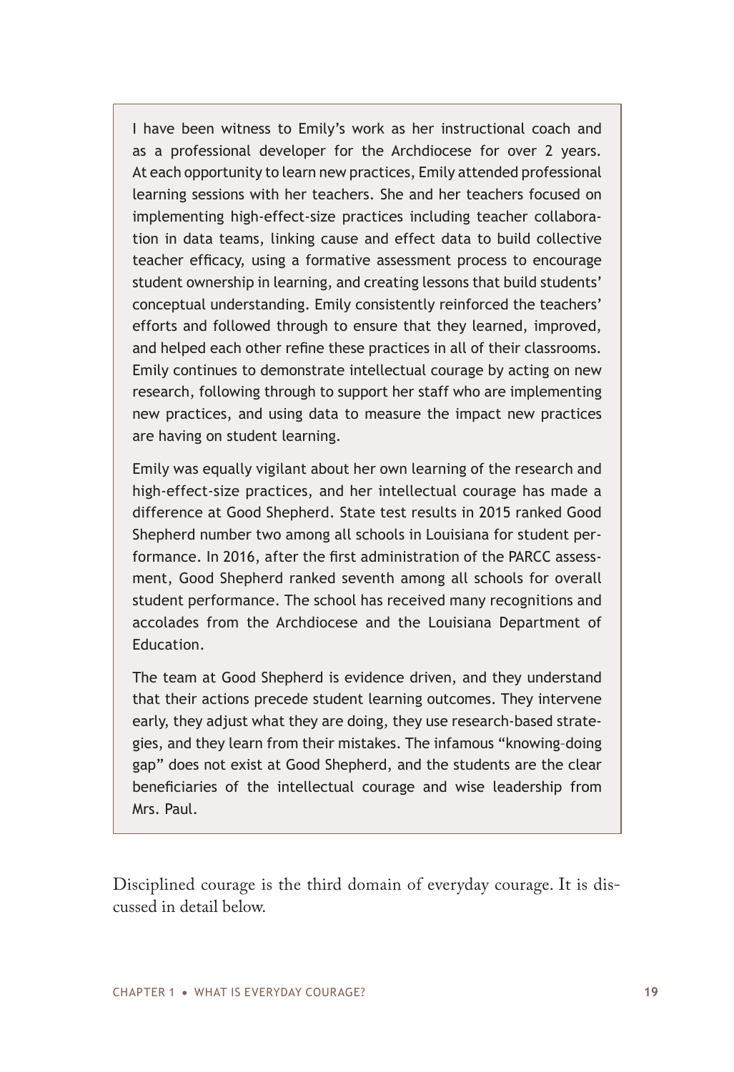I have been witness to Emily's work as her instructional coach and as a professional developer for the Archdiocese for over 2 years. At each opportunity to learn new practices, Emily attended professional learning sessions with her teachers. She and her teachers focused on implementing high-effect-size practices including teacher collaboration in data teams, linking cause and effect data to build collective teacher efficacy, using a formative assessment process to encourage student ownership in learning, and creating lessons that build students' conceptual understanding. Emily consistently reinforced the teachers' efforts and followed through to ensure that they learned, improved, and helped each other refine these practices in all of their classrooms. Emily continues to demonstrate intellectual courage by acting on new research, following through to support her staff who are implementing new practices, and using data to measure the impact new practices are having on student learning.

Emily was equally vigilant about her own learning of the research and high-effect-size practices, and her intellectual courage has made a difference at Good Shepherd. State test results in 2015 ranked Good Shepherd number two among all schools in Louisiana for student performance. In 2016, after the first administration of the PARCC assessment, Good Shepherd ranked seventh among all schools for overall student performance. The school has received many recognitions and accolades from the Archdiocese and the Louisiana Department of Education.

The team at Good Shepherd is evidence driven, and they understand that their actions precede student learning outcomes. They intervene early, they adjust what they are doing, they use research-based strategies, and they learn from their mistakes. The infamous "knowing–doing gap" does not exist at Good Shepherd, and the students are the clear beneficiaries of the intellectual courage and wise leadership from Mrs. Paul.

Disciplined courage is the third domain of everyday courage. It is discussed in detail below.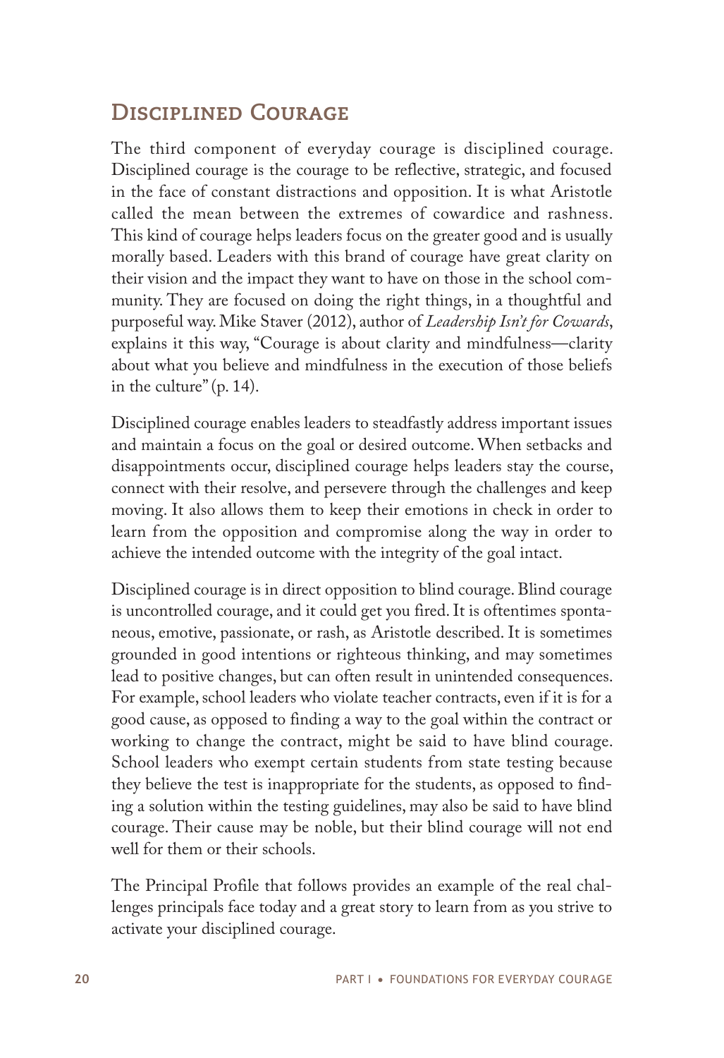## Disciplined Courage

The third component of everyday courage is disciplined courage. Disciplined courage is the courage to be reflective, strategic, and focused in the face of constant distractions and opposition. It is what Aristotle called the mean between the extremes of cowardice and rashness. This kind of courage helps leaders focus on the greater good and is usually morally based. Leaders with this brand of courage have great clarity on their vision and the impact they want to have on those in the school community. They are focused on doing the right things, in a thoughtful and purposeful way. Mike Staver (2012), author of *Leadership Isn't for Cowards*, explains it this way, "Courage is about clarity and mindfulness—clarity about what you believe and mindfulness in the execution of those beliefs in the culture" (p. 14).

Disciplined courage enables leaders to steadfastly address important issues and maintain a focus on the goal or desired outcome. When setbacks and disappointments occur, disciplined courage helps leaders stay the course, connect with their resolve, and persevere through the challenges and keep moving. It also allows them to keep their emotions in check in order to learn from the opposition and compromise along the way in order to achieve the intended outcome with the integrity of the goal intact.

Disciplined courage is in direct opposition to blind courage. Blind courage is uncontrolled courage, and it could get you fired. It is oftentimes spontaneous, emotive, passionate, or rash, as Aristotle described. It is sometimes grounded in good intentions or righteous thinking, and may sometimes lead to positive changes, but can often result in unintended consequences. For example, school leaders who violate teacher contracts, even if it is for a good cause, as opposed to finding a way to the goal within the contract or working to change the contract, might be said to have blind courage. School leaders who exempt certain students from state testing because they believe the test is inappropriate for the students, as opposed to finding a solution within the testing guidelines, may also be said to have blind courage. Their cause may be noble, but their blind courage will not end well for them or their schools.

The Principal Profile that follows provides an example of the real challenges principals face today and a great story to learn from as you strive to activate your disciplined courage.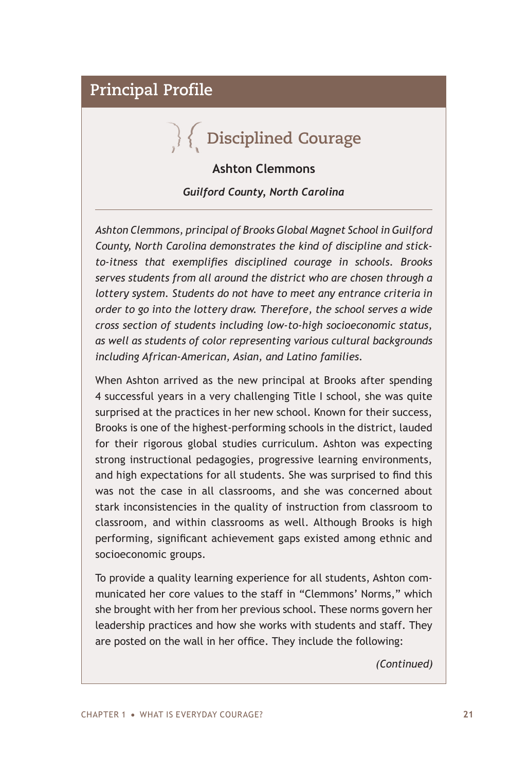## Principal Profile

### Disciplined Courage

**Ashton Clemmons**

***Guilford County, North Carolina***

---

*Ashton Clemmons, principal of Brooks Global Magnet School in Guilford County, North Carolina demonstrates the kind of discipline and stick-to-itness that exemplifies disciplined courage in schools. Brooks serves students from all around the district who are chosen through a lottery system. Students do not have to meet any entrance criteria in order to go into the lottery draw. Therefore, the school serves a wide cross section of students including low-to-high socioeconomic status, as well as students of color representing various cultural backgrounds including African-American, Asian, and Latino families.*

When Ashton arrived as the new principal at Brooks after spending 4 successful years in a very challenging Title I school, she was quite surprised at the practices in her new school. Known for their success, Brooks is one of the highest-performing schools in the district, lauded for their rigorous global studies curriculum. Ashton was expecting strong instructional pedagogies, progressive learning environments, and high expectations for all students. She was surprised to find this was not the case in all classrooms, and she was concerned about stark inconsistencies in the quality of instruction from classroom to classroom, and within classrooms as well. Although Brooks is high performing, significant achievement gaps existed among ethnic and socioeconomic groups.

To provide a quality learning experience for all students, Ashton communicated her core values to the staff in "Clemmons' Norms," which she brought with her from her previous school. These norms govern her leadership practices and how she works with students and staff. They are posted on the wall in her office. They include the following:

*(Continued)*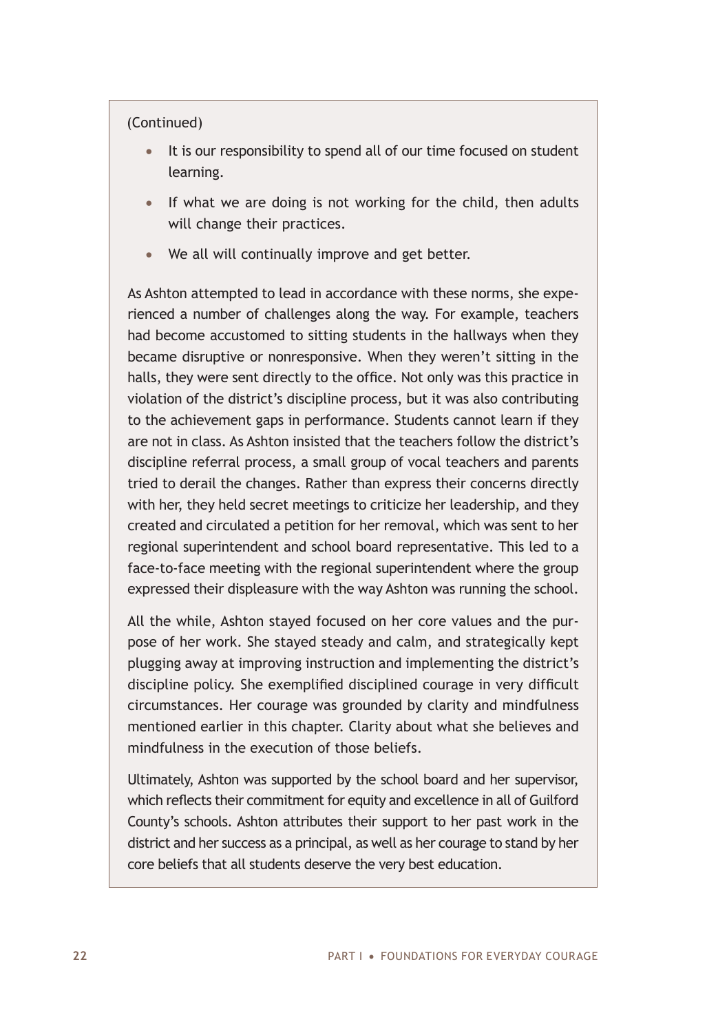(Continued)

- It is our responsibility to spend all of our time focused on student learning.
- If what we are doing is not working for the child, then adults will change their practices.
- We all will continually improve and get better.

As Ashton attempted to lead in accordance with these norms, she experienced a number of challenges along the way. For example, teachers had become accustomed to sitting students in the hallways when they became disruptive or nonresponsive. When they weren't sitting in the halls, they were sent directly to the office. Not only was this practice in violation of the district's discipline process, but it was also contributing to the achievement gaps in performance. Students cannot learn if they are not in class. As Ashton insisted that the teachers follow the district's discipline referral process, a small group of vocal teachers and parents tried to derail the changes. Rather than express their concerns directly with her, they held secret meetings to criticize her leadership, and they created and circulated a petition for her removal, which was sent to her regional superintendent and school board representative. This led to a face-to-face meeting with the regional superintendent where the group expressed their displeasure with the way Ashton was running the school.

All the while, Ashton stayed focused on her core values and the purpose of her work. She stayed steady and calm, and strategically kept plugging away at improving instruction and implementing the district's discipline policy. She exemplified disciplined courage in very difficult circumstances. Her courage was grounded by clarity and mindfulness mentioned earlier in this chapter. Clarity about what she believes and mindfulness in the execution of those beliefs.

Ultimately, Ashton was supported by the school board and her supervisor, which reflects their commitment for equity and excellence in all of Guilford County's schools. Ashton attributes their support to her past work in the district and her success as a principal, as well as her courage to stand by her core beliefs that all students deserve the very best education.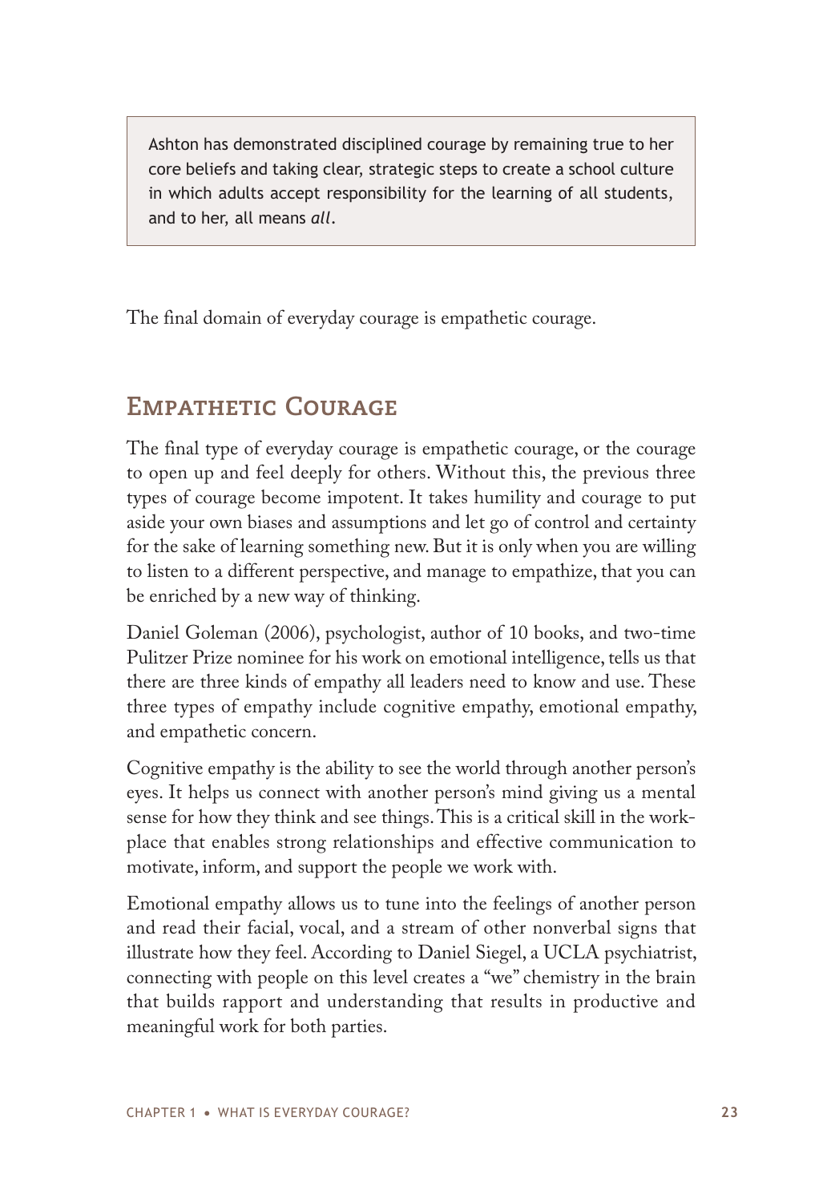> Ashton has demonstrated disciplined courage by remaining true to her core beliefs and taking clear, strategic steps to create a school culture in which adults accept responsibility for the learning of all students, and to her, all means *all*.

The final domain of everyday courage is empathetic courage.

## Empathetic Courage

The final type of everyday courage is empathetic courage, or the courage to open up and feel deeply for others. Without this, the previous three types of courage become impotent. It takes humility and courage to put aside your own biases and assumptions and let go of control and certainty for the sake of learning something new. But it is only when you are willing to listen to a different perspective, and manage to empathize, that you can be enriched by a new way of thinking.

Daniel Goleman (2006), psychologist, author of 10 books, and two-time Pulitzer Prize nominee for his work on emotional intelligence, tells us that there are three kinds of empathy all leaders need to know and use. These three types of empathy include cognitive empathy, emotional empathy, and empathetic concern.

Cognitive empathy is the ability to see the world through another person's eyes. It helps us connect with another person's mind giving us a mental sense for how they think and see things. This is a critical skill in the workplace that enables strong relationships and effective communication to motivate, inform, and support the people we work with.

Emotional empathy allows us to tune into the feelings of another person and read their facial, vocal, and a stream of other nonverbal signs that illustrate how they feel. According to Daniel Siegel, a UCLA psychiatrist, connecting with people on this level creates a "we" chemistry in the brain that builds rapport and understanding that results in productive and meaningful work for both parties.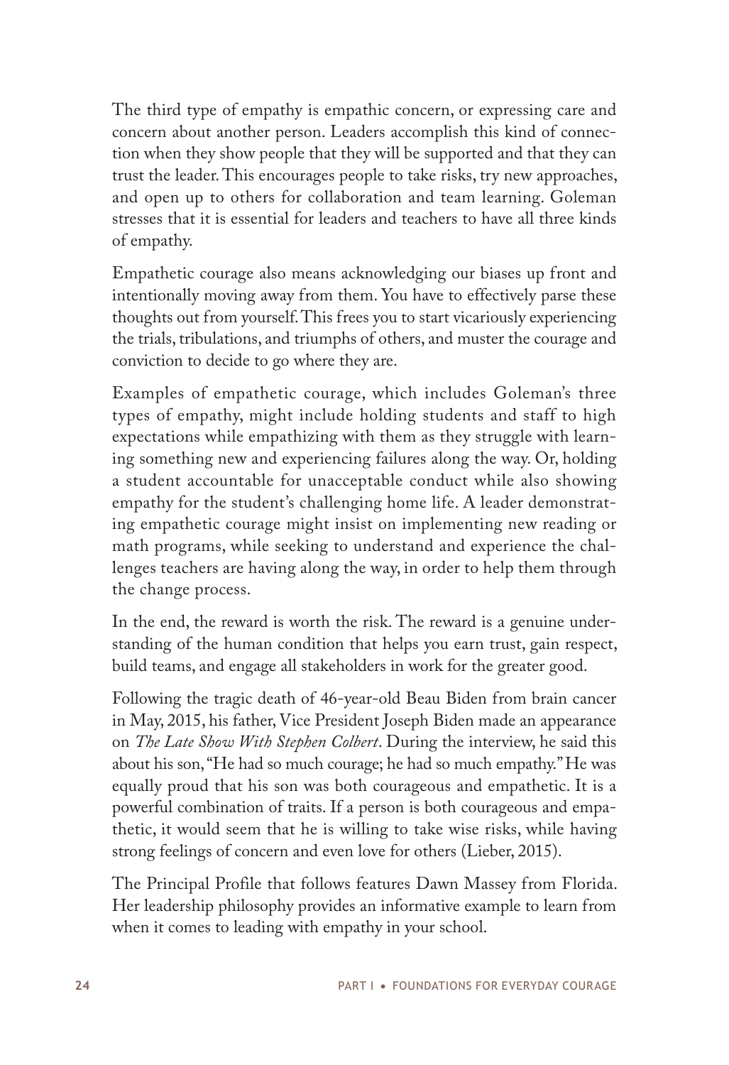The third type of empathy is empathic concern, or expressing care and concern about another person. Leaders accomplish this kind of connection when they show people that they will be supported and that they can trust the leader. This encourages people to take risks, try new approaches, and open up to others for collaboration and team learning. Goleman stresses that it is essential for leaders and teachers to have all three kinds of empathy.

Empathetic courage also means acknowledging our biases up front and intentionally moving away from them. You have to effectively parse these thoughts out from yourself. This frees you to start vicariously experiencing the trials, tribulations, and triumphs of others, and muster the courage and conviction to decide to go where they are.

Examples of empathetic courage, which includes Goleman's three types of empathy, might include holding students and staff to high expectations while empathizing with them as they struggle with learning something new and experiencing failures along the way. Or, holding a student accountable for unacceptable conduct while also showing empathy for the student's challenging home life. A leader demonstrating empathetic courage might insist on implementing new reading or math programs, while seeking to understand and experience the challenges teachers are having along the way, in order to help them through the change process.

In the end, the reward is worth the risk. The reward is a genuine understanding of the human condition that helps you earn trust, gain respect, build teams, and engage all stakeholders in work for the greater good.

Following the tragic death of 46-year-old Beau Biden from brain cancer in May, 2015, his father, Vice President Joseph Biden made an appearance on *The Late Show With Stephen Colbert*. During the interview, he said this about his son, "He had so much courage; he had so much empathy." He was equally proud that his son was both courageous and empathetic. It is a powerful combination of traits. If a person is both courageous and empathetic, it would seem that he is willing to take wise risks, while having strong feelings of concern and even love for others (Lieber, 2015).

The Principal Profile that follows features Dawn Massey from Florida. Her leadership philosophy provides an informative example to learn from when it comes to leading with empathy in your school.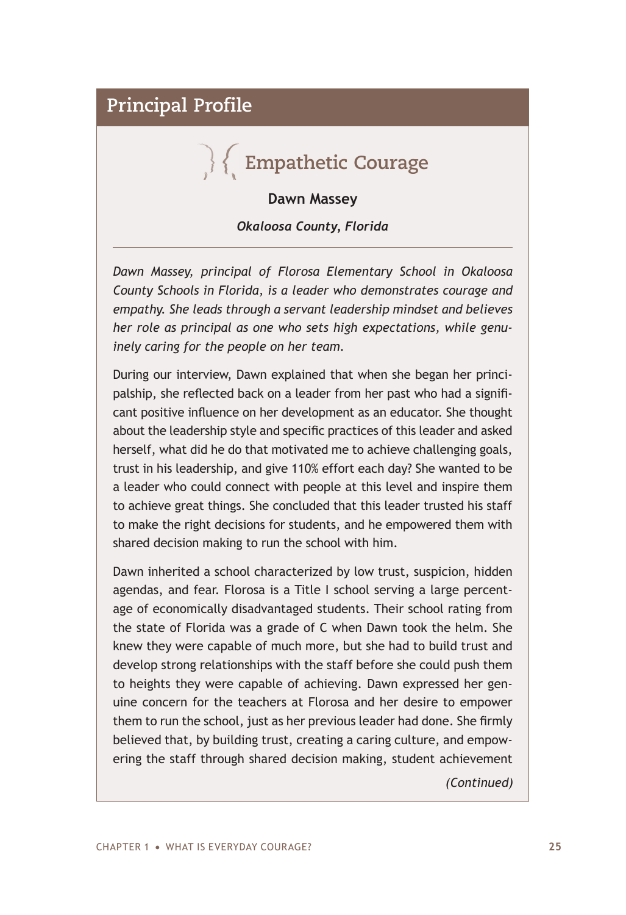## Principal Profile

### Empathetic Course

Wait—correct title:

## Principal Profile

### Empathetic Courage

**Dawn Massey**

***Okaloosa County, Florida***

---

*Dawn Massey, principal of Florosa Elementary School in Okaloosa County Schools in Florida, is a leader who demonstrates courage and empathy. She leads through a servant leadership mindset and believes her role as principal as one who sets high expectations, while genuinely caring for the people on her team.*

During our interview, Dawn explained that when she began her principalship, she reflected back on a leader from her past who had a significant positive influence on her development as an educator. She thought about the leadership style and specific practices of this leader and asked herself, what did he do that motivated me to achieve challenging goals, trust in his leadership, and give 110% effort each day? She wanted to be a leader who could connect with people at this level and inspire them to achieve great things. She concluded that this leader trusted his staff to make the right decisions for students, and he empowered them with shared decision making to run the school with him.

Dawn inherited a school characterized by low trust, suspicion, hidden agendas, and fear. Florosa is a Title I school serving a large percentage of economically disadvantaged students. Their school rating from the state of Florida was a grade of C when Dawn took the helm. She knew they were capable of much more, but she had to build trust and develop strong relationships with the staff before she could push them to heights they were capable of achieving. Dawn expressed her genuine concern for the teachers at Florosa and her desire to empower them to run the school, just as her previous leader had done. She firmly believed that, by building trust, creating a caring culture, and empowering the staff through shared decision making, student achievement

*(Continued)*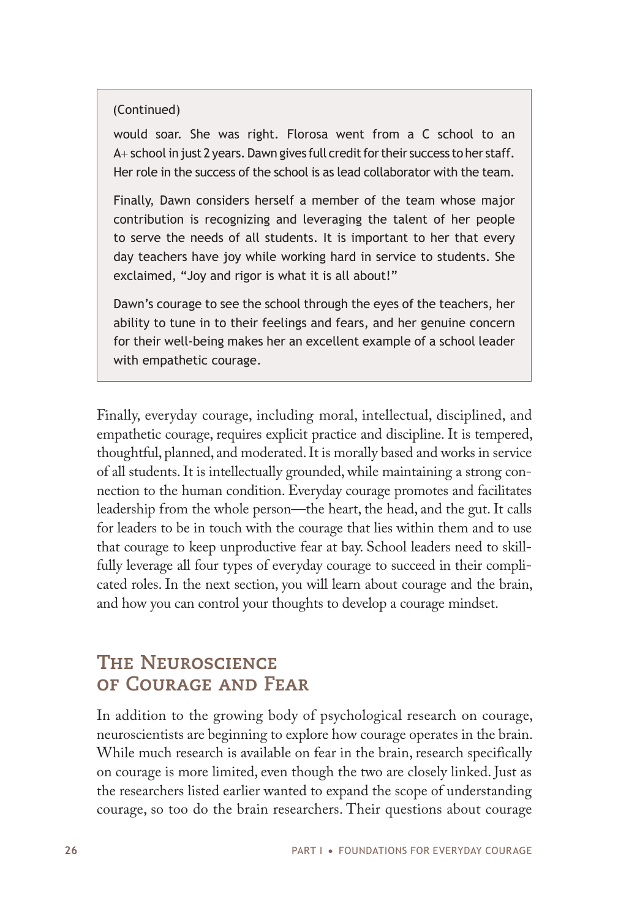(Continued)

would soar. She was right. Florosa went from a C school to an A+ school in just 2 years. Dawn gives full credit for their success to her staff. Her role in the success of the school is as lead collaborator with the team.

Finally, Dawn considers herself a member of the team whose major contribution is recognizing and leveraging the talent of her people to serve the needs of all students. It is important to her that every day teachers have joy while working hard in service to students. She exclaimed, "Joy and rigor is what it is all about!"

Dawn's courage to see the school through the eyes of the teachers, her ability to tune in to their feelings and fears, and her genuine concern for their well-being makes her an excellent example of a school leader with empathetic courage.

Finally, everyday courage, including moral, intellectual, disciplined, and empathetic courage, requires explicit practice and discipline. It is tempered, thoughtful, planned, and moderated. It is morally based and works in service of all students. It is intellectually grounded, while maintaining a strong connection to the human condition. Everyday courage promotes and facilitates leadership from the whole person—the heart, the head, and the gut. It calls for leaders to be in touch with the courage that lies within them and to use that courage to keep unproductive fear at bay. School leaders need to skillfully leverage all four types of everyday courage to succeed in their complicated roles. In the next section, you will learn about courage and the brain, and how you can control your thoughts to develop a courage mindset.

## The Neuroscience of Courage and Fear

In addition to the growing body of psychological research on courage, neuroscientists are beginning to explore how courage operates in the brain. While much research is available on fear in the brain, research specifically on courage is more limited, even though the two are closely linked. Just as the researchers listed earlier wanted to expand the scope of understanding courage, so too do the brain researchers. Their questions about courage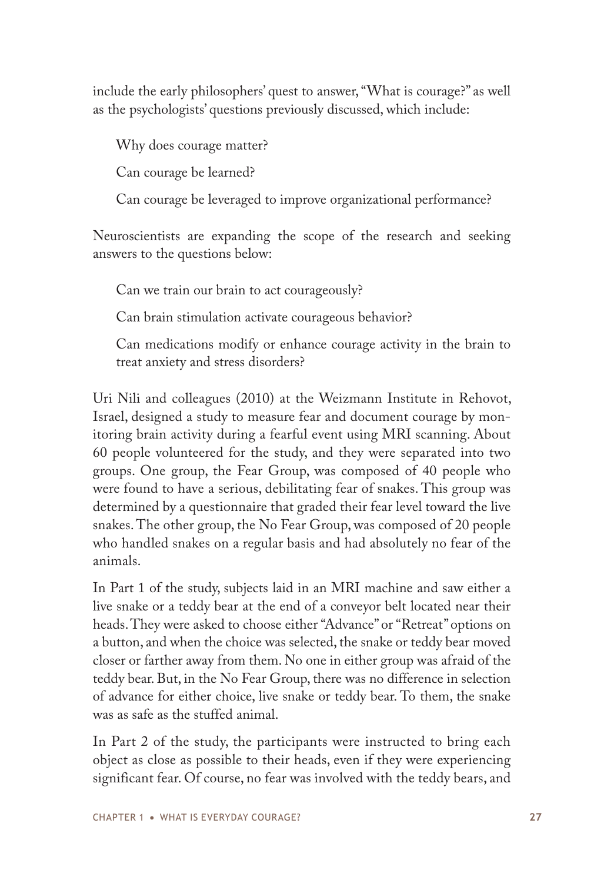include the early philosophers' quest to answer, "What is courage?" as well as the psychologists' questions previously discussed, which include:

Why does courage matter?

Can courage be learned?

Can courage be leveraged to improve organizational performance?

Neuroscientists are expanding the scope of the research and seeking answers to the questions below:

Can we train our brain to act courageously?

Can brain stimulation activate courageous behavior?

Can medications modify or enhance courage activity in the brain to treat anxiety and stress disorders?

Uri Nili and colleagues (2010) at the Weizmann Institute in Rehovot, Israel, designed a study to measure fear and document courage by monitoring brain activity during a fearful event using MRI scanning. About 60 people volunteered for the study, and they were separated into two groups. One group, the Fear Group, was composed of 40 people who were found to have a serious, debilitating fear of snakes. This group was determined by a questionnaire that graded their fear level toward the live snakes. The other group, the No Fear Group, was composed of 20 people who handled snakes on a regular basis and had absolutely no fear of the animals.

In Part 1 of the study, subjects laid in an MRI machine and saw either a live snake or a teddy bear at the end of a conveyor belt located near their heads. They were asked to choose either "Advance" or "Retreat" options on a button, and when the choice was selected, the snake or teddy bear moved closer or farther away from them. No one in either group was afraid of the teddy bear. But, in the No Fear Group, there was no difference in selection of advance for either choice, live snake or teddy bear. To them, the snake was as safe as the stuffed animal.

In Part 2 of the study, the participants were instructed to bring each object as close as possible to their heads, even if they were experiencing significant fear. Of course, no fear was involved with the teddy bears, and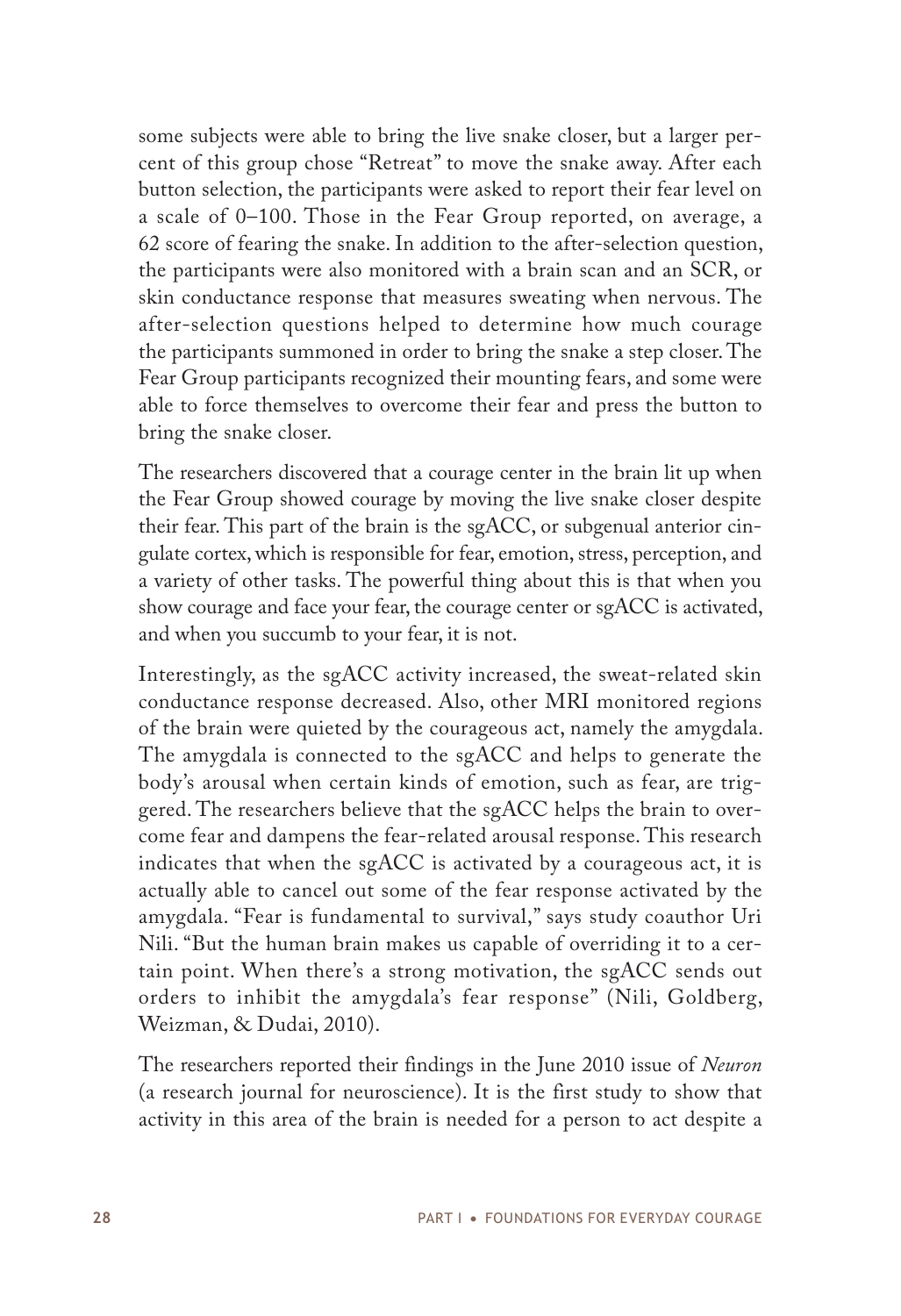some subjects were able to bring the live snake closer, but a larger percent of this group chose "Retreat" to move the snake away. After each button selection, the participants were asked to report their fear level on a scale of 0–100. Those in the Fear Group reported, on average, a 62 score of fearing the snake. In addition to the after-selection question, the participants were also monitored with a brain scan and an SCR, or skin conductance response that measures sweating when nervous. The after-selection questions helped to determine how much courage the participants summoned in order to bring the snake a step closer. The Fear Group participants recognized their mounting fears, and some were able to force themselves to overcome their fear and press the button to bring the snake closer.

The researchers discovered that a courage center in the brain lit up when the Fear Group showed courage by moving the live snake closer despite their fear. This part of the brain is the sgACC, or subgenual anterior cingulate cortex, which is responsible for fear, emotion, stress, perception, and a variety of other tasks. The powerful thing about this is that when you show courage and face your fear, the courage center or sgACC is activated, and when you succumb to your fear, it is not.

Interestingly, as the sgACC activity increased, the sweat-related skin conductance response decreased. Also, other MRI monitored regions of the brain were quieted by the courageous act, namely the amygdala. The amygdala is connected to the sgACC and helps to generate the body's arousal when certain kinds of emotion, such as fear, are triggered. The researchers believe that the sgACC helps the brain to overcome fear and dampens the fear-related arousal response. This research indicates that when the sgACC is activated by a courageous act, it is actually able to cancel out some of the fear response activated by the amygdala. "Fear is fundamental to survival," says study coauthor Uri Nili. "But the human brain makes us capable of overriding it to a certain point. When there's a strong motivation, the sgACC sends out orders to inhibit the amygdala's fear response" (Nili, Goldberg, Weizman, & Dudai, 2010).

The researchers reported their findings in the June 2010 issue of *Neuron* (a research journal for neuroscience). It is the first study to show that activity in this area of the brain is needed for a person to act despite a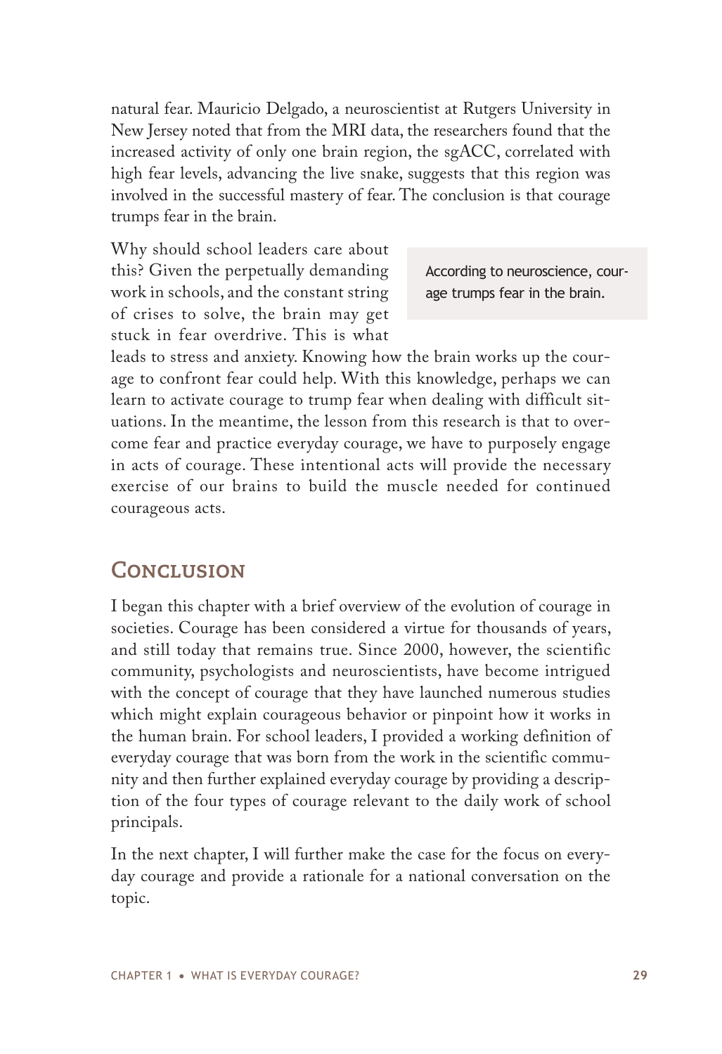natural fear. Mauricio Delgado, a neuroscientist at Rutgers University in New Jersey noted that from the MRI data, the researchers found that the increased activity of only one brain region, the sgACC, correlated with high fear levels, advancing the live snake, suggests that this region was involved in the successful mastery of fear. The conclusion is that courage trumps fear in the brain.

Why should school leaders care about this? Given the perpetually demanding work in schools, and the constant string of crises to solve, the brain may get stuck in fear overdrive. This is what leads to stress and anxiety. Knowing how the brain works up the courage to confront fear could help. With this knowledge, perhaps we can learn to activate courage to trump fear when dealing with difficult situations. In the meantime, the lesson from this research is that to overcome fear and practice everyday courage, we have to purposely engage in acts of courage. These intentional acts will provide the necessary exercise of our brains to build the muscle needed for continued courageous acts.

> According to neuroscience, courage trumps fear in the brain.

## Conclusion

I began this chapter with a brief overview of the evolution of courage in societies. Courage has been considered a virtue for thousands of years, and still today that remains true. Since 2000, however, the scientific community, psychologists and neuroscientists, have become intrigued with the concept of courage that they have launched numerous studies which might explain courageous behavior or pinpoint how it works in the human brain. For school leaders, I provided a working definition of everyday courage that was born from the work in the scientific community and then further explained everyday courage by providing a description of the four types of courage relevant to the daily work of school principals.

In the next chapter, I will further make the case for the focus on everyday courage and provide a rationale for a national conversation on the topic.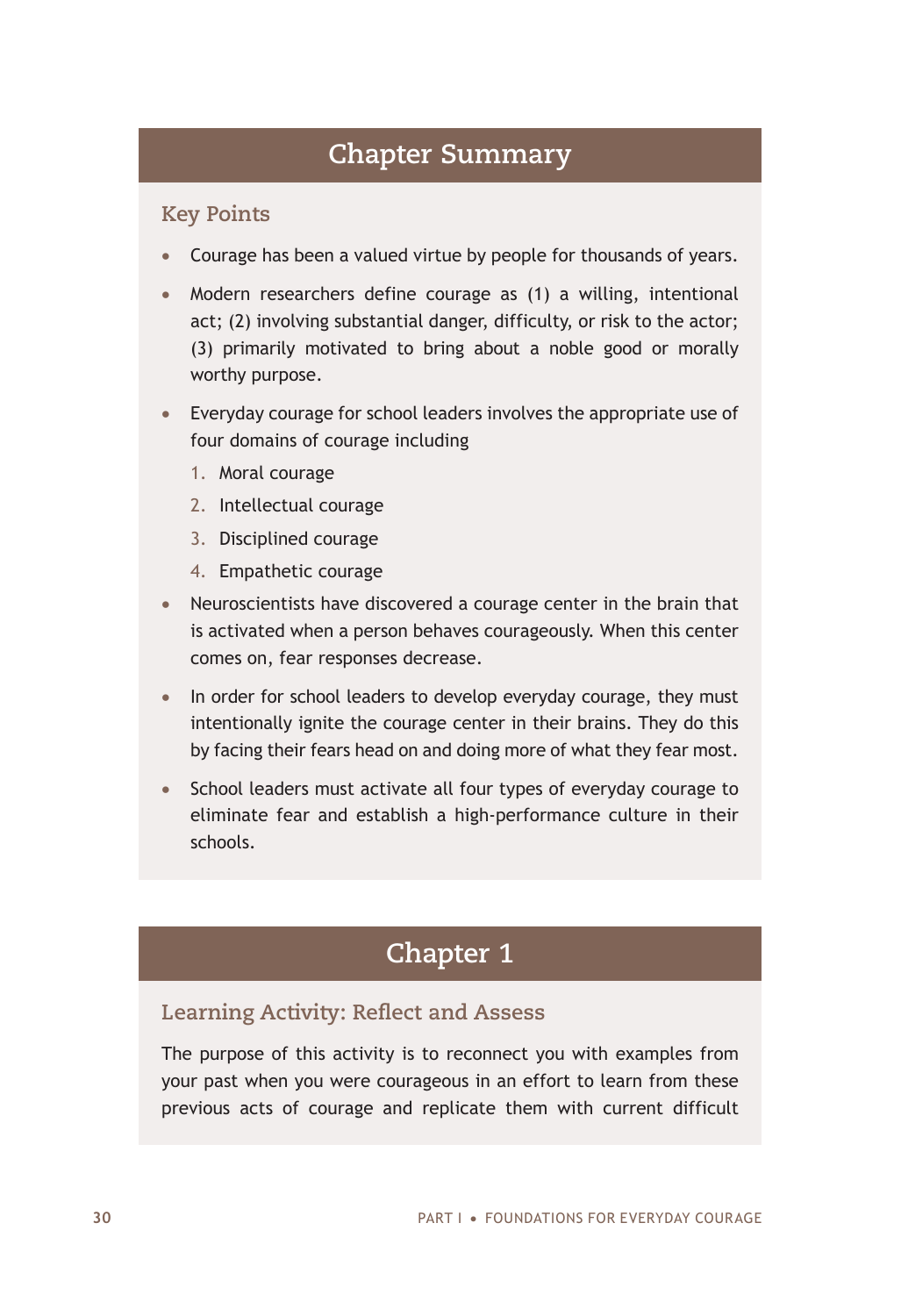## Chapter Summary

### Key Points

- Courage has been a valued virtue by people for thousands of years.
- Modern researchers define courage as (1) a willing, intentional act; (2) involving substantial danger, difficulty, or risk to the actor; (3) primarily motivated to bring about a noble good or morally worthy purpose.
- Everyday courage for school leaders involves the appropriate use of four domains of courage including
  1. Moral courage
  2. Intellectual courage
  3. Disciplined courage
  4. Empathetic courage
- Neuroscientists have discovered a courage center in the brain that is activated when a person behaves courageously. When this center comes on, fear responses decrease.
- In order for school leaders to develop everyday courage, they must intentionally ignite the courage center in their brains. They do this by facing their fears head on and doing more of what they fear most.
- School leaders must activate all four types of everyday courage to eliminate fear and establish a high-performance culture in their schools.

## Chapter 1

### Learning Activity: Reflect and Assess

The purpose of this activity is to reconnect you with examples from your past when you were courageous in an effort to learn from these previous acts of courage and replicate them with current difficult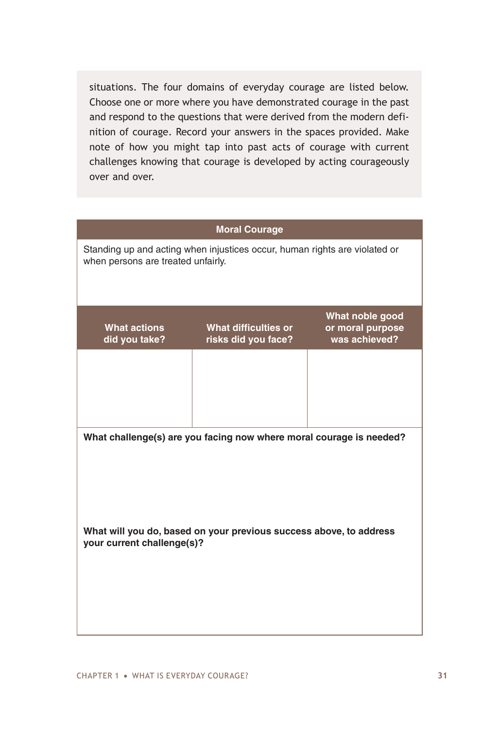situations. The four domains of everyday courage are listed below. Choose one or more where you have demonstrated courage in the past and respond to the questions that were derived from the modern definition of courage. Record your answers in the spaces provided. Make note of how you might tap into past acts of courage with current challenges knowing that courage is developed by acting courageously over and over.

**Moral Courage**

Standing up and acting when injustices occur, human rights are violated or when persons are treated unfairly.

| What actions did you take? | What difficulties or risks did you face? | What noble good or moral purpose was achieved? |
|---|---|---|
| | | |

**What challenge(s) are you facing now where moral courage is needed?**

**What will you do, based on your previous success above, to address your current challenge(s)?**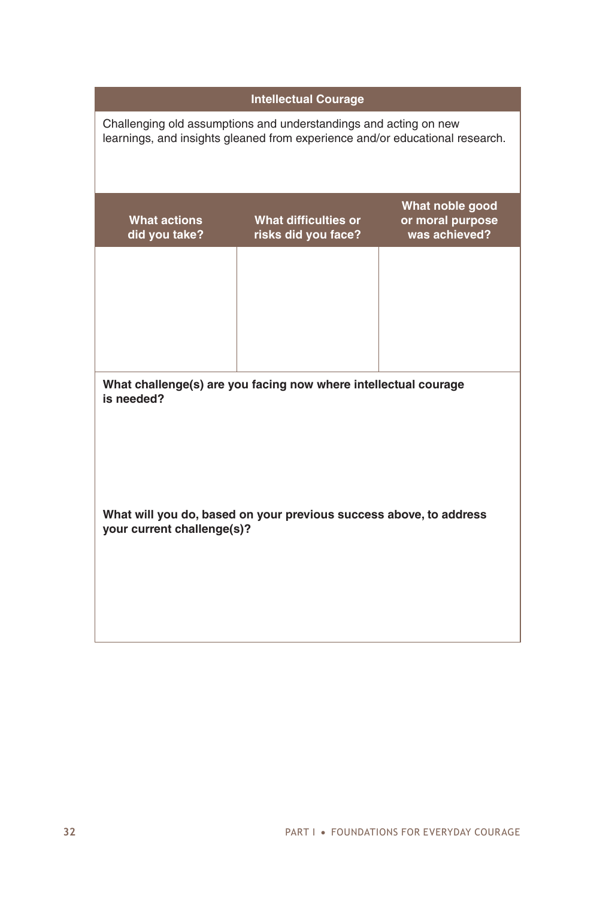## Intellectual Courage

Challenging old assumptions and understandings and acting on new learnings, and insights gleaned from experience and/or educational research.

| What actions did you take? | What difficulties or risks did you face? | What noble good or moral purpose was achieved? |
| --- | --- | --- |
| | | |

**What challenge(s) are you facing now where intellectual courage is needed?**

**What will you do, based on your previous success above, to address your current challenge(s)?**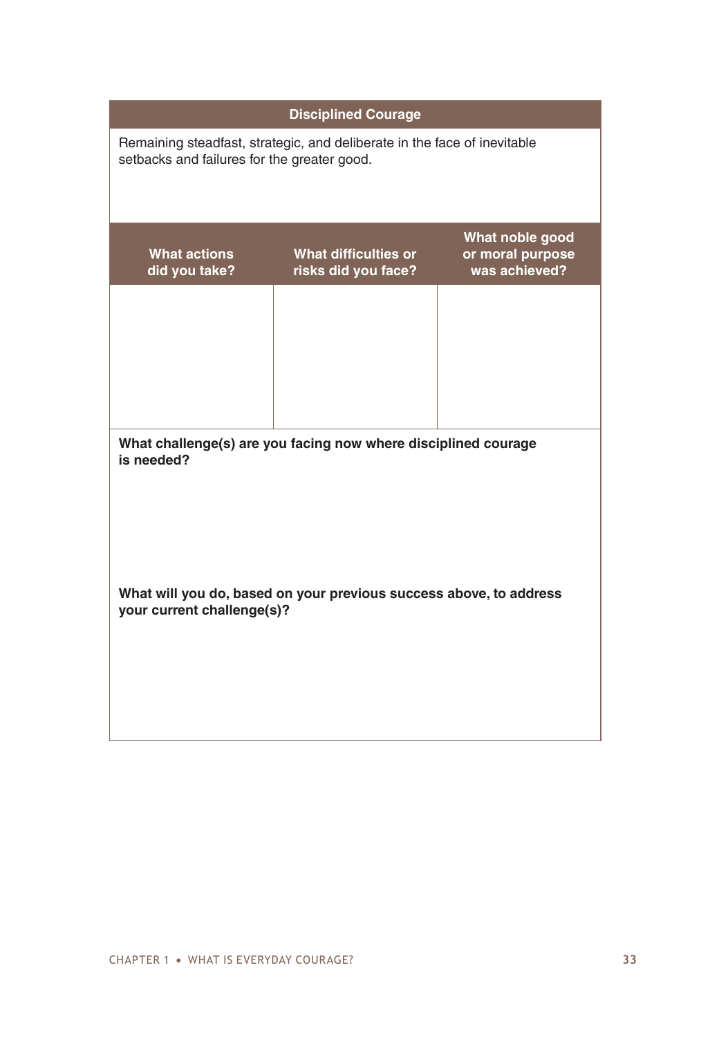## Disciplined Courage

Remaining steadfast, strategic, and deliberate in the face of inevitable setbacks and failures for the greater good.

| What actions did you take? | What difficulties or risks did you face? | What noble good or moral purpose was achieved? |
| --- | --- | --- |
| | | |

**What challenge(s) are you facing now where disciplined courage is needed?**

**What will you do, based on your previous success above, to address your current challenge(s)?**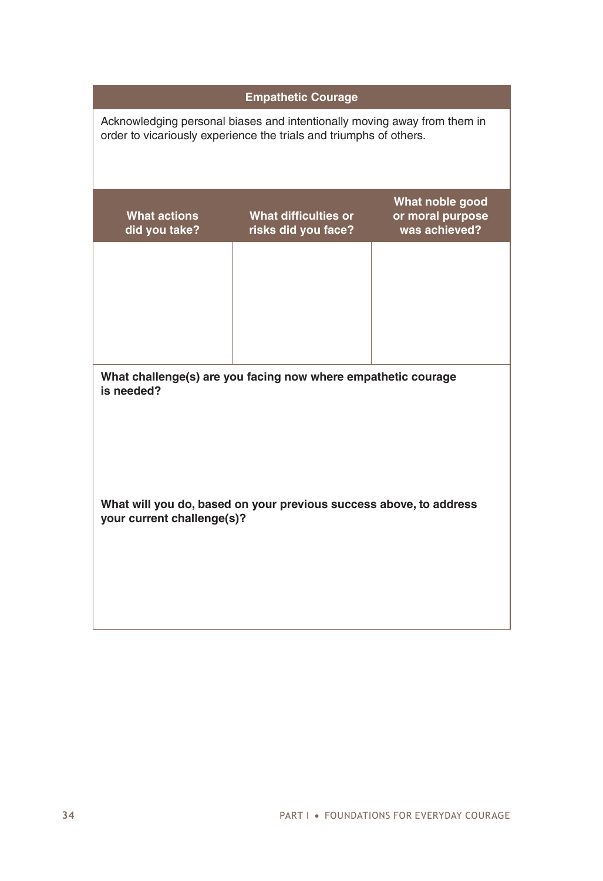## Empathetic Courage

Acknowledging personal biases and intentionally moving away from them in order to vicariously experience the trials and triumphs of others.

| What actions did you take? | What difficulties or risks did you face? | What noble good or moral purpose was achieved? |
| --- | --- | --- |
| | | |

**What challenge(s) are you facing now where empathetic courage is needed?**

**What will you do, based on your previous success above, to address your current challenge(s)?**